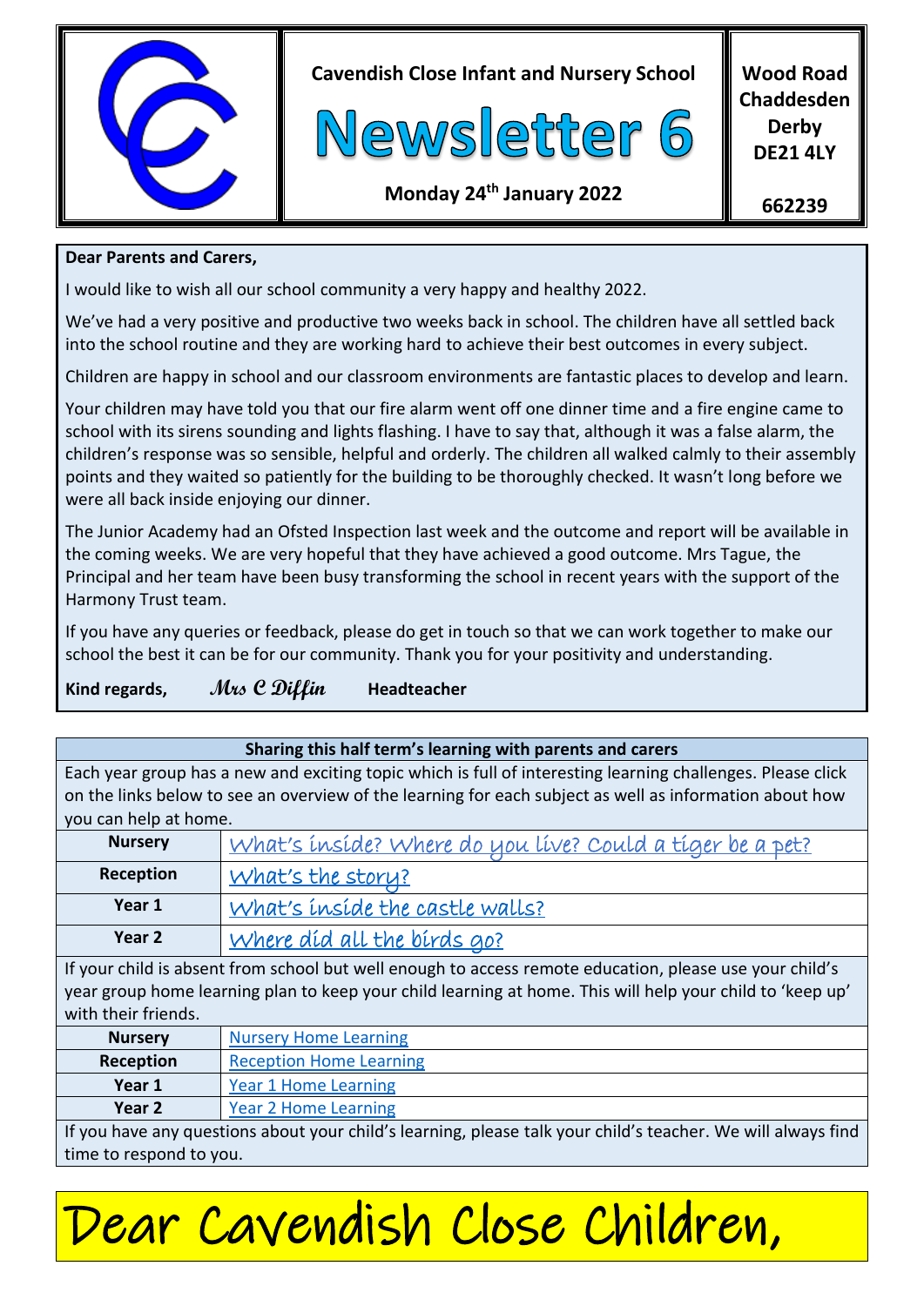Cavendish Close Infant and Nursery School

# Newsletter 6

**Monday 24th January 2022**

**Wood Road**
**Chaddesden**
**Derby**
**DE21 4LY**

**662239**

**Dear Parents and Carers,**

I would like to wish all our school community a very happy and healthy 2022.

We've had a very positive and productive two weeks back in school. The children have all settled back into the school routine and they are working hard to achieve their best outcomes in every subject.

Children are happy in school and our classroom environments are fantastic places to develop and learn.

Your children may have told you that our fire alarm went off one dinner time and a fire engine came to school with its sirens sounding and lights flashing. I have to say that, although it was a false alarm, the children's response was so sensible, helpful and orderly. The children all walked calmly to their assembly points and they waited so patiently for the building to be thoroughly checked. It wasn't long before we were all back inside enjoying our dinner.

The Junior Academy had an Ofsted Inspection last week and the outcome and report will be available in the coming weeks. We are very hopeful that they have achieved a good outcome. Mrs Tague, the Principal and her team have been busy transforming the school in recent years with the support of the Harmony Trust team.

If you have any queries or feedback, please do get in touch so that we can work together to make our school the best it can be for our community. Thank you for your positivity and understanding.

**Kind regards,** *Mrs C Diffin* **Headteacher**

**Sharing this half term's learning with parents and carers**

Each year group has a new and exciting topic which is full of interesting learning challenges. Please click on the links below to see an overview of the learning for each subject as well as information about how you can help at home.

| | |
|---|---|
| **Nursery** | What's inside? Where do you live? Could a tiger be a pet? |
| **Reception** | What's the story? |
| **Year 1** | What's inside the castle walls? |
| **Year 2** | Where did all the birds go? |

If your child is absent from school but well enough to access remote education, please use your child's year group home learning plan to keep your child learning at home. This will help your child to 'keep up' with their friends.

| | |
|---|---|
| **Nursery** | Nursery Home Learning |
| **Reception** | Reception Home Learning |
| **Year 1** | Year 1 Home Learning |
| **Year 2** | Year 2 Home Learning |

If you have any questions about your child's learning, please talk your child's teacher. We will always find time to respond to you.

# Dear Cavendish Close Children,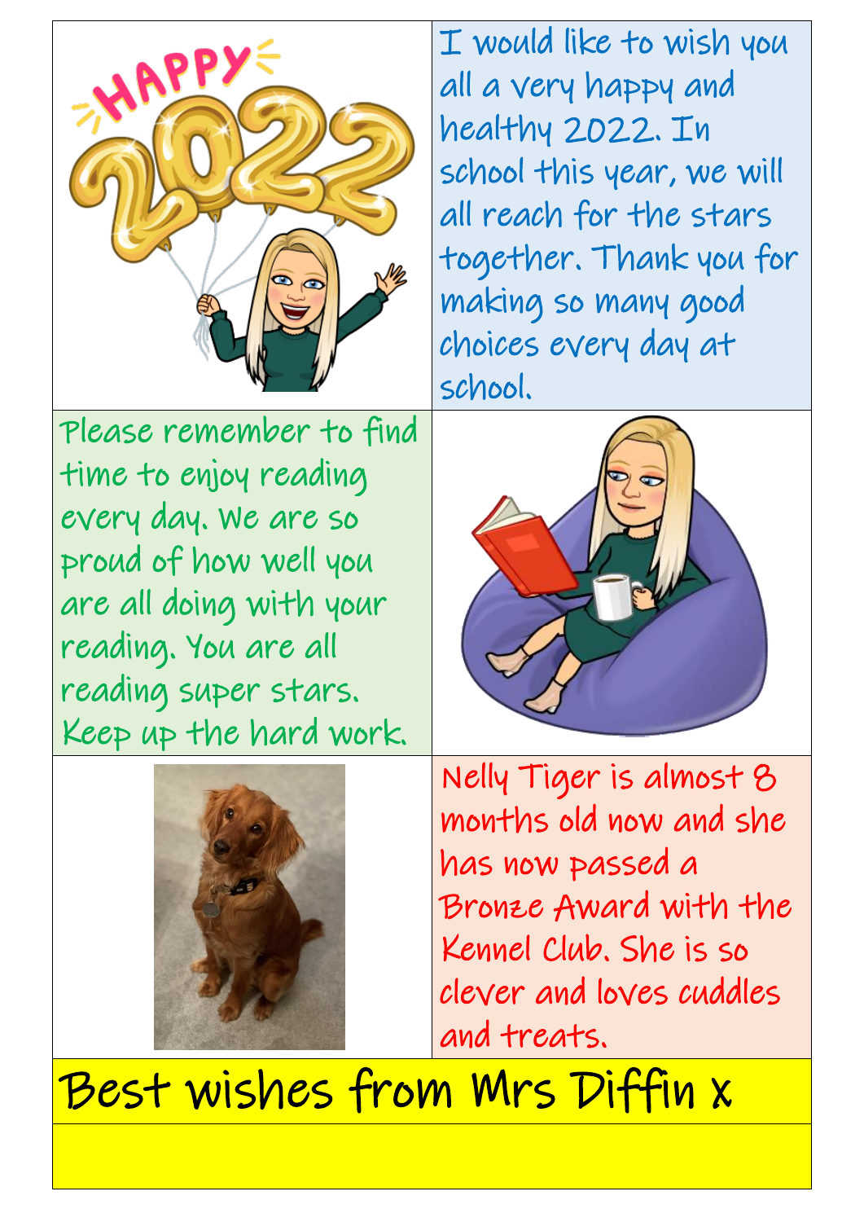I would like to wish you all a very happy and healthy 2022. In school this year, we will all reach for the stars together. Thank you for making so many good choices every day at school.

Please remember to find time to enjoy reading every day. We are so proud of how well you are all doing with your reading. You are all reading super stars. Keep up the hard work.

Nelly Tiger is almost 8 months old now and she has now passed a Bronze Award with the Kennel Club. She is so clever and loves cuddles and treats.

**Best wishes from Mrs Diffin x**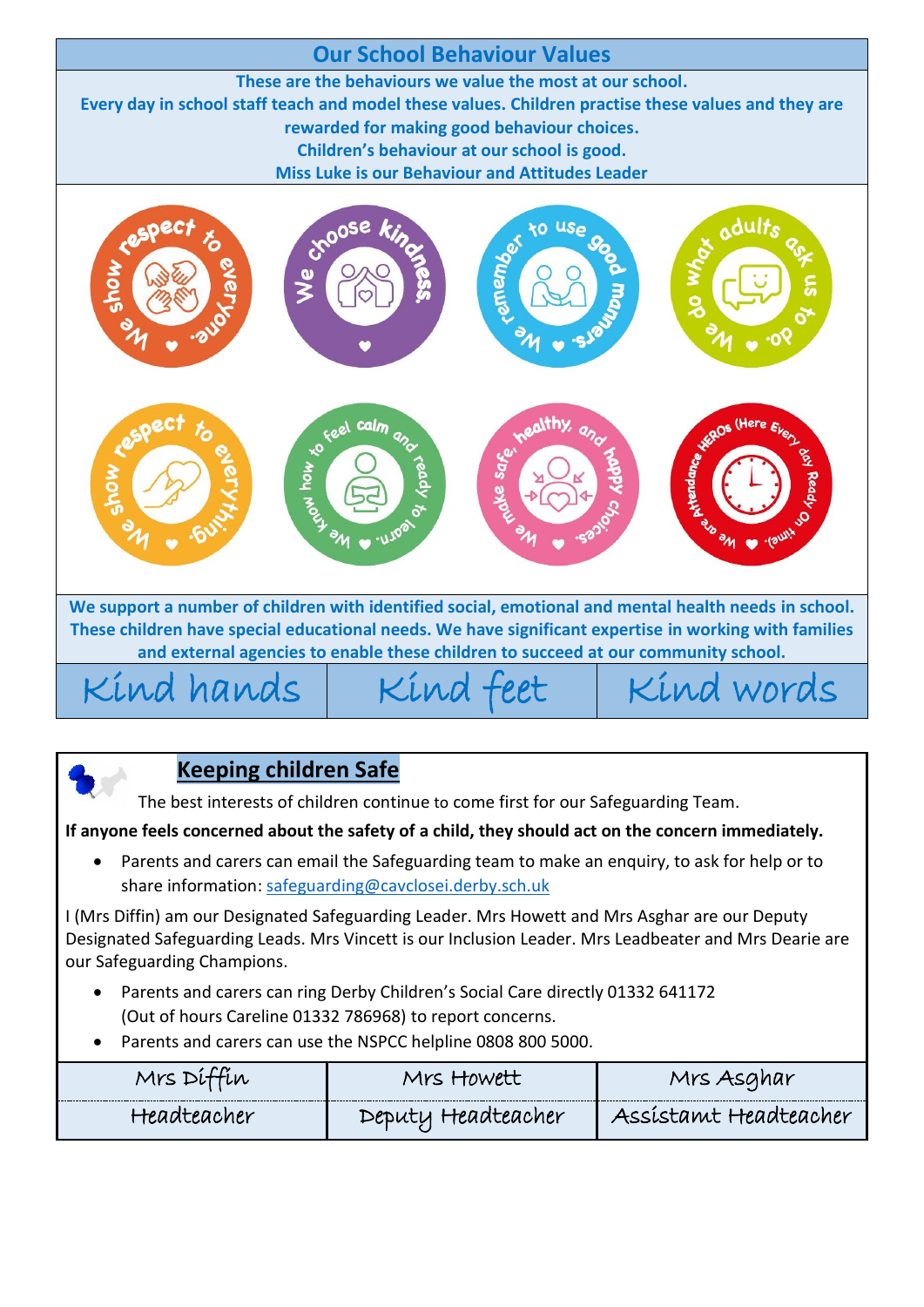## Our School Behaviour Values

**These are the behaviours we value the most at our school.**
**Every day in school staff teach and model these values. Children practise these values and they are rewarded for making good behaviour choices.**
**Children's behaviour at our school is good.**
**Miss Luke is our Behaviour and Attitudes Leader**

- We show respect to everyone.
- We choose kindness.
- We remember to use good manners.
- We do what adults ask us to do.
- We show respect to everything.
- We know how to feel calm and ready to learn.
- We make safe, healthy, and happy choices.
- We are Attendance HEROs (Here Every day Ready On time).

**We support a number of children with identified social, emotional and mental health needs in school. These children have special educational needs. We have significant expertise in working with families and external agencies to enable these children to succeed at our community school.**

| Kind hands | Kind feet | Kind words |
|---|---|---|

## Keeping children Safe

The best interests of children continue to come first for our Safeguarding Team.

**If anyone feels concerned about the safety of a child, they should act on the concern immediately.**

- Parents and carers can email the Safeguarding team to make an enquiry, to ask for help or to share information: safeguarding@cavclosei.derby.sch.uk

I (Mrs Diffin) am our Designated Safeguarding Leader. Mrs Howett and Mrs Asghar are our Deputy Designated Safeguarding Leads. Mrs Vincett is our Inclusion Leader. Mrs Leadbeater and Mrs Dearie are our Safeguarding Champions.

- Parents and carers can ring Derby Children's Social Care directly 01332 641172 (Out of hours Careline 01332 786968) to report concerns.
- Parents and carers can use the NSPCC helpline 0808 800 5000.

| Mrs Diffin | Mrs Howett | Mrs Asghar |
|---|---|---|
| Headteacher | Deputy Headteacher | Assistamt Headteacher |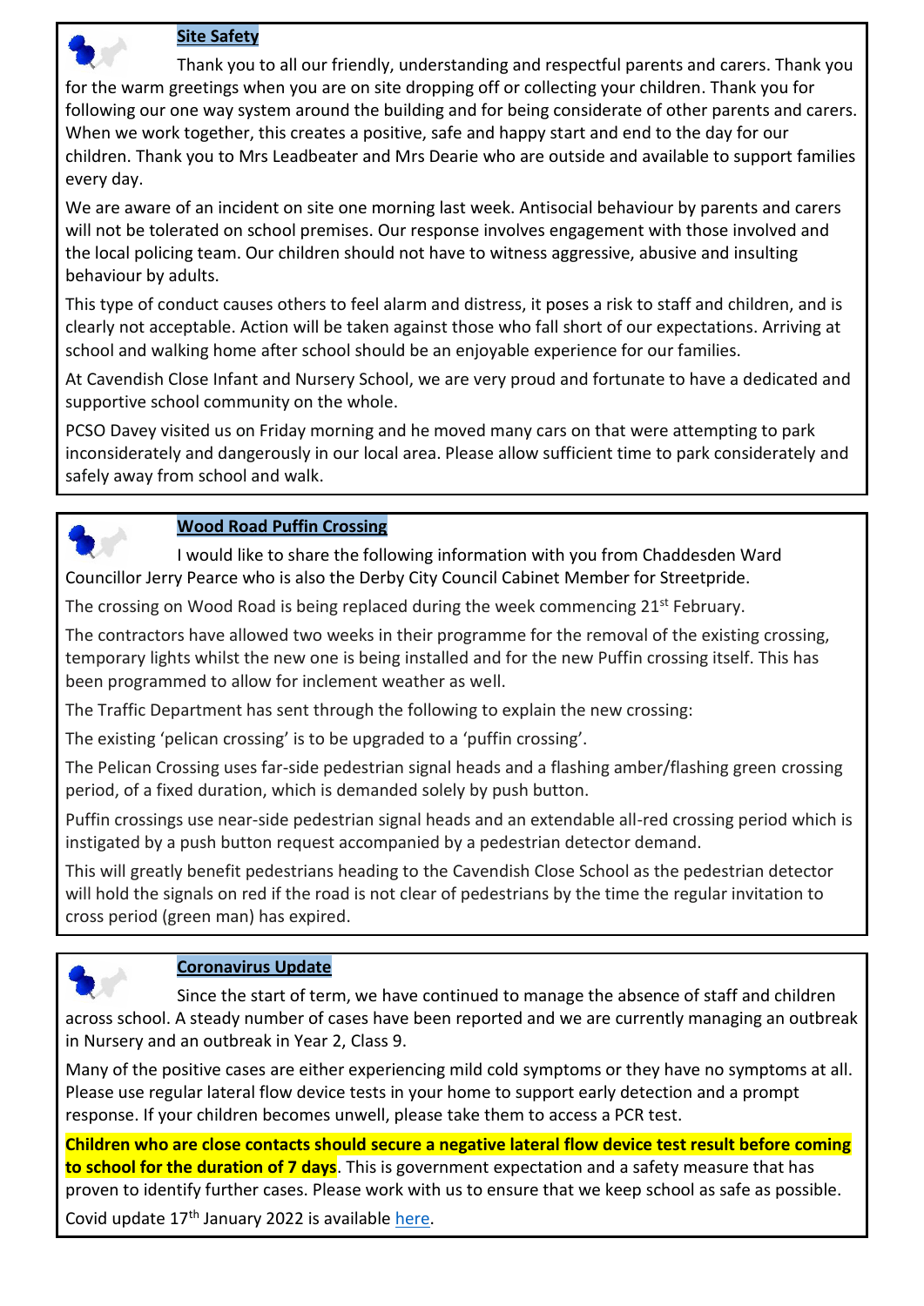## Site Safety

Thank you to all our friendly, understanding and respectful parents and carers. Thank you for the warm greetings when you are on site dropping off or collecting your children. Thank you for following our one way system around the building and for being considerate of other parents and carers. When we work together, this creates a positive, safe and happy start and end to the day for our children. Thank you to Mrs Leadbeater and Mrs Dearie who are outside and available to support families every day.

We are aware of an incident on site one morning last week. Antisocial behaviour by parents and carers will not be tolerated on school premises. Our response involves engagement with those involved and the local policing team. Our children should not have to witness aggressive, abusive and insulting behaviour by adults.

This type of conduct causes others to feel alarm and distress, it poses a risk to staff and children, and is clearly not acceptable. Action will be taken against those who fall short of our expectations. Arriving at school and walking home after school should be an enjoyable experience for our families.

At Cavendish Close Infant and Nursery School, we are very proud and fortunate to have a dedicated and supportive school community on the whole.

PCSO Davey visited us on Friday morning and he moved many cars on that were attempting to park inconsiderately and dangerously in our local area. Please allow sufficient time to park considerately and safely away from school and walk.

## Wood Road Puffin Crossing

I would like to share the following information with you from Chaddesden Ward Councillor Jerry Pearce who is also the Derby City Council Cabinet Member for Streetpride.

The crossing on Wood Road is being replaced during the week commencing 21st February.

The contractors have allowed two weeks in their programme for the removal of the existing crossing, temporary lights whilst the new one is being installed and for the new Puffin crossing itself. This has been programmed to allow for inclement weather as well.

The Traffic Department has sent through the following to explain the new crossing:

The existing 'pelican crossing' is to be upgraded to a 'puffin crossing'.

The Pelican Crossing uses far-side pedestrian signal heads and a flashing amber/flashing green crossing period, of a fixed duration, which is demanded solely by push button.

Puffin crossings use near-side pedestrian signal heads and an extendable all-red crossing period which is instigated by a push button request accompanied by a pedestrian detector demand.

This will greatly benefit pedestrians heading to the Cavendish Close School as the pedestrian detector will hold the signals on red if the road is not clear of pedestrians by the time the regular invitation to cross period (green man) has expired.

## Coronavirus Update

Since the start of term, we have continued to manage the absence of staff and children across school. A steady number of cases have been reported and we are currently managing an outbreak in Nursery and an outbreak in Year 2, Class 9.

Many of the positive cases are either experiencing mild cold symptoms or they have no symptoms at all. Please use regular lateral flow device tests in your home to support early detection and a prompt response. If your children becomes unwell, please take them to access a PCR test.

**Children who are close contacts should secure a negative lateral flow device test result before coming to school for the duration of 7 days**. This is government expectation and a safety measure that has proven to identify further cases. Please work with us to ensure that we keep school as safe as possible.

Covid update 17th January 2022 is available here.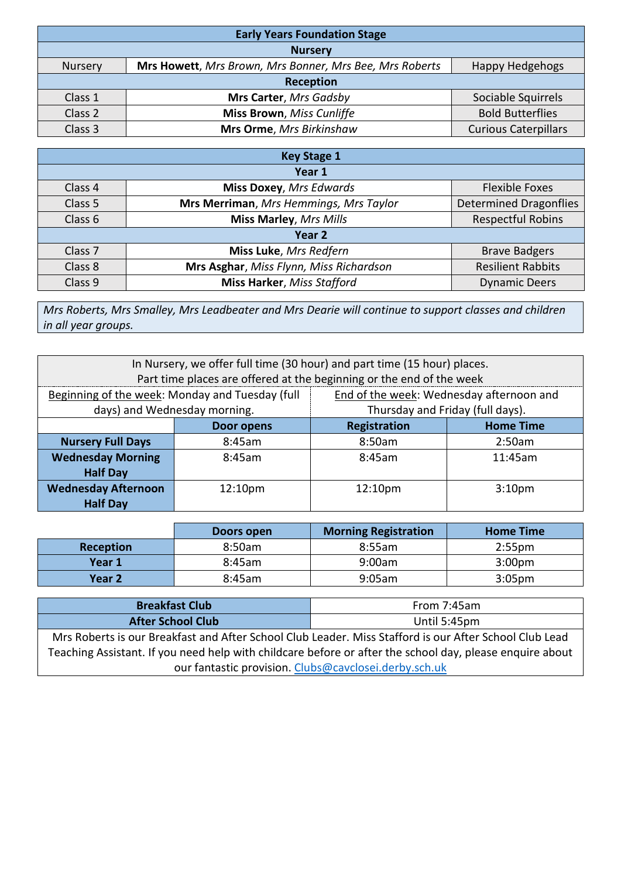| Early Years Foundation Stage | | |
|---|---|---|
| **Nursery** | | |
| Nursery | **Mrs Howett**, *Mrs Brown, Mrs Bonner, Mrs Bee, Mrs Roberts* | Happy Hedgehogs |
| **Reception** | | |
| Class 1 | **Mrs Carter**, *Mrs Gadsby* | Sociable Squirrels |
| Class 2 | **Miss Brown**, *Miss Cunliffe* | Bold Butterflies |
| Class 3 | **Mrs Orme**, *Mrs Birkinshaw* | Curious Caterpillars |

| Key Stage 1 | | |
|---|---|---|
| **Year 1** | | |
| Class 4 | **Miss Doxey**, *Mrs Edwards* | Flexible Foxes |
| Class 5 | **Mrs Merriman**, *Mrs Hemmings, Mrs Taylor* | Determined Dragonflies |
| Class 6 | **Miss Marley**, *Mrs Mills* | Respectful Robins |
| **Year 2** | | |
| Class 7 | **Miss Luke**, *Mrs Redfern* | Brave Badgers |
| Class 8 | **Mrs Asghar**, *Miss Flynn, Miss Richardson* | Resilient Rabbits |
| Class 9 | **Miss Harker**, *Miss Stafford* | Dynamic Deers |

*Mrs Roberts, Mrs Smalley, Mrs Leadbeater and Mrs Dearie will continue to support classes and children in all year groups.*

In Nursery, we offer full time (30 hour) and part time (15 hour) places.
Part time places are offered at the beginning or the end of the week

Beginning of the week: Monday and Tuesday (full days) and Wednesday morning.

End of the week: Wednesday afternoon and Thursday and Friday (full days).

| | Door opens | Registration | Home Time |
|---|---|---|---|
| **Nursery Full Days** | 8:45am | 8:50am | 2:50am |
| **Wednesday Morning Half Day** | 8:45am | 8:45am | 11:45am |
| **Wednesday Afternoon Half Day** | 12:10pm | 12:10pm | 3:10pm |

| | Doors open | Morning Registration | Home Time |
|---|---|---|---|
| **Reception** | 8:50am | 8:55am | 2:55pm |
| **Year 1** | 8:45am | 9:00am | 3:00pm |
| **Year 2** | 8:45am | 9:05am | 3:05pm |

| Breakfast Club | From 7:45am |
|---|---|
| **After School Club** | Until 5:45pm |

Mrs Roberts is our Breakfast and After School Club Leader. Miss Stafford is our After School Club Lead Teaching Assistant. If you need help with childcare before or after the school day, please enquire about our fantastic provision. Clubs@cavclosei.derby.sch.uk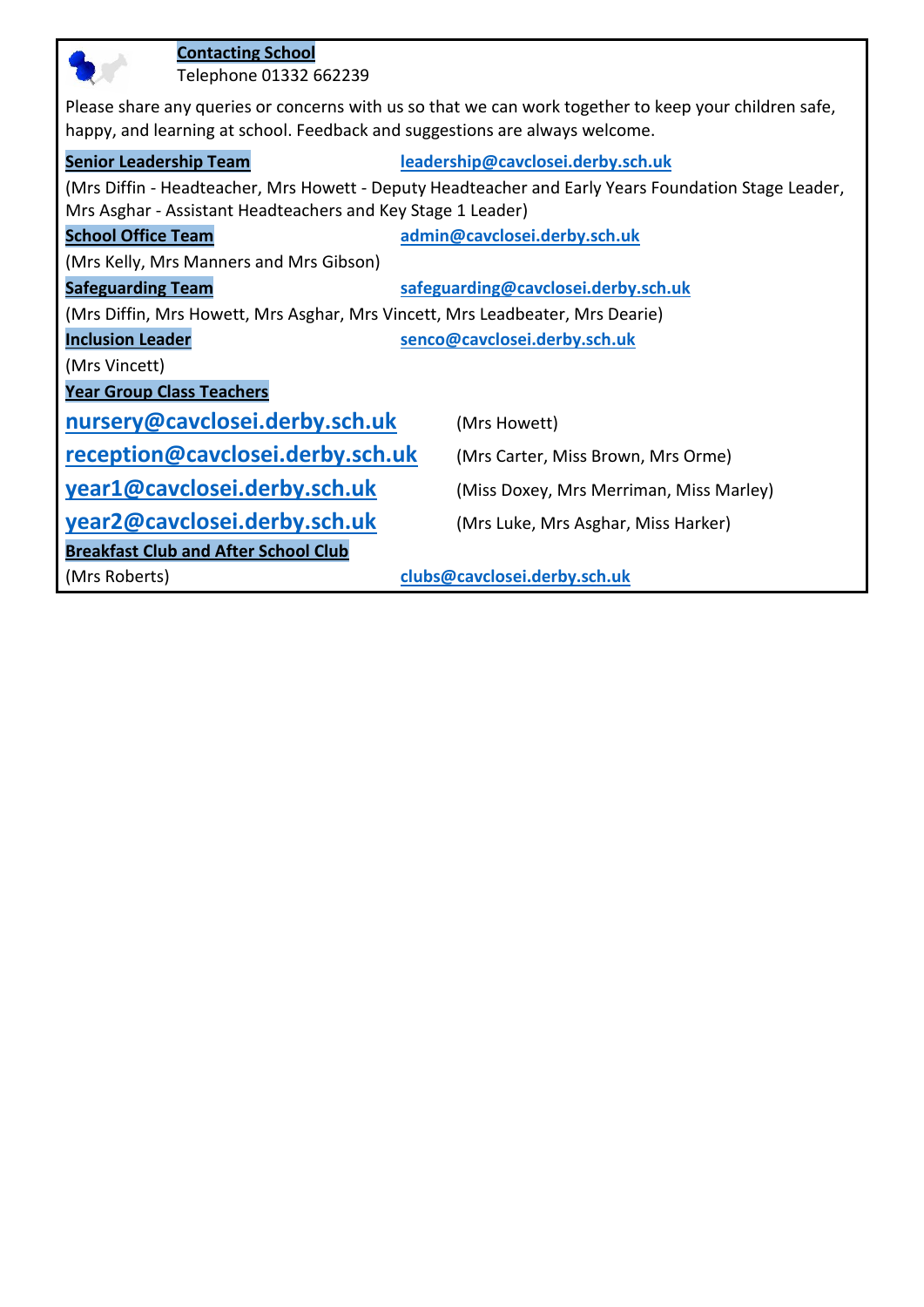## Contacting School

Telephone 01332 662239

Please share any queries or concerns with us so that we can work together to keep your children safe, happy, and learning at school. Feedback and suggestions are always welcome.

**Senior Leadership Team** leadership@cavclosei.derby.sch.uk

(Mrs Diffin - Headteacher, Mrs Howett - Deputy Headteacher and Early Years Foundation Stage Leader, Mrs Asghar - Assistant Headteachers and Key Stage 1 Leader)

**School Office Team** admin@cavclosei.derby.sch.uk

(Mrs Kelly, Mrs Manners and Mrs Gibson)

**Safeguarding Team** safeguarding@cavclosei.derby.sch.uk

(Mrs Diffin, Mrs Howett, Mrs Asghar, Mrs Vincett, Mrs Leadbeater, Mrs Dearie)

**Inclusion Leader** senco@cavclosei.derby.sch.uk

(Mrs Vincett)

**Year Group Class Teachers**

| | |
|---|---|
| nursery@cavclosei.derby.sch.uk | (Mrs Howett) |
| reception@cavclosei.derby.sch.uk | (Mrs Carter, Miss Brown, Mrs Orme) |
| year1@cavclosei.derby.sch.uk | (Miss Doxey, Mrs Merriman, Miss Marley) |
| year2@cavclosei.derby.sch.uk | (Mrs Luke, Mrs Asghar, Miss Harker) |

**Breakfast Club and After School Club**

(Mrs Roberts) clubs@cavclosei.derby.sch.uk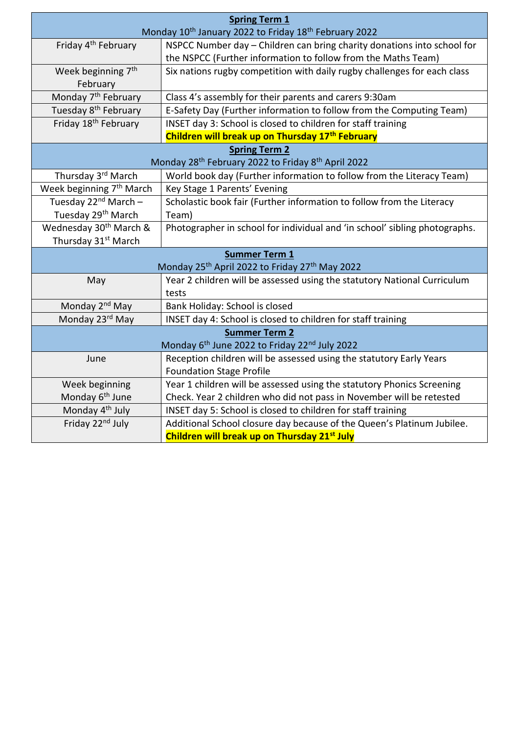| | |
|---|---|
| **Spring Term 1**<br>Monday 10th January 2022 to Friday 18th February 2022 | |
| Friday 4th February | NSPCC Number day – Children can bring charity donations into school for the NSPCC (Further information to follow from the Maths Team) |
| Week beginning 7th February | Six nations rugby competition with daily rugby challenges for each class |
| Monday 7th February | Class 4's assembly for their parents and carers 9:30am |
| Tuesday 8th February | E-Safety Day (Further information to follow from the Computing Team) |
| Friday 18th February | INSET day 3: School is closed to children for staff training<br>**Children will break up on Thursday 17th February** |
| **Spring Term 2**<br>Monday 28th February 2022 to Friday 8th April 2022 | |
| Thursday 3rd March | World book day (Further information to follow from the Literacy Team) |
| Week beginning 7th March | Key Stage 1 Parents' Evening |
| Tuesday 22nd March – Tuesday 29th March | Scholastic book fair (Further information to follow from the Literacy Team) |
| Wednesday 30th March & Thursday 31st March | Photographer in school for individual and 'in school' sibling photographs. |
| **Summer Term 1**<br>Monday 25th April 2022 to Friday 27th May 2022 | |
| May | Year 2 children will be assessed using the statutory National Curriculum tests |
| Monday 2nd May | Bank Holiday: School is closed |
| Monday 23rd May | INSET day 4: School is closed to children for staff training |
| **Summer Term 2**<br>Monday 6th June 2022 to Friday 22nd July 2022 | |
| June | Reception children will be assessed using the statutory Early Years Foundation Stage Profile |
| Week beginning Monday 6th June | Year 1 children will be assessed using the statutory Phonics Screening Check. Year 2 children who did not pass in November will be retested |
| Monday 4th July | INSET day 5: School is closed to children for staff training |
| Friday 22nd July | Additional School closure day because of the Queen's Platinum Jubilee.<br>**Children will break up on Thursday 21st July** |